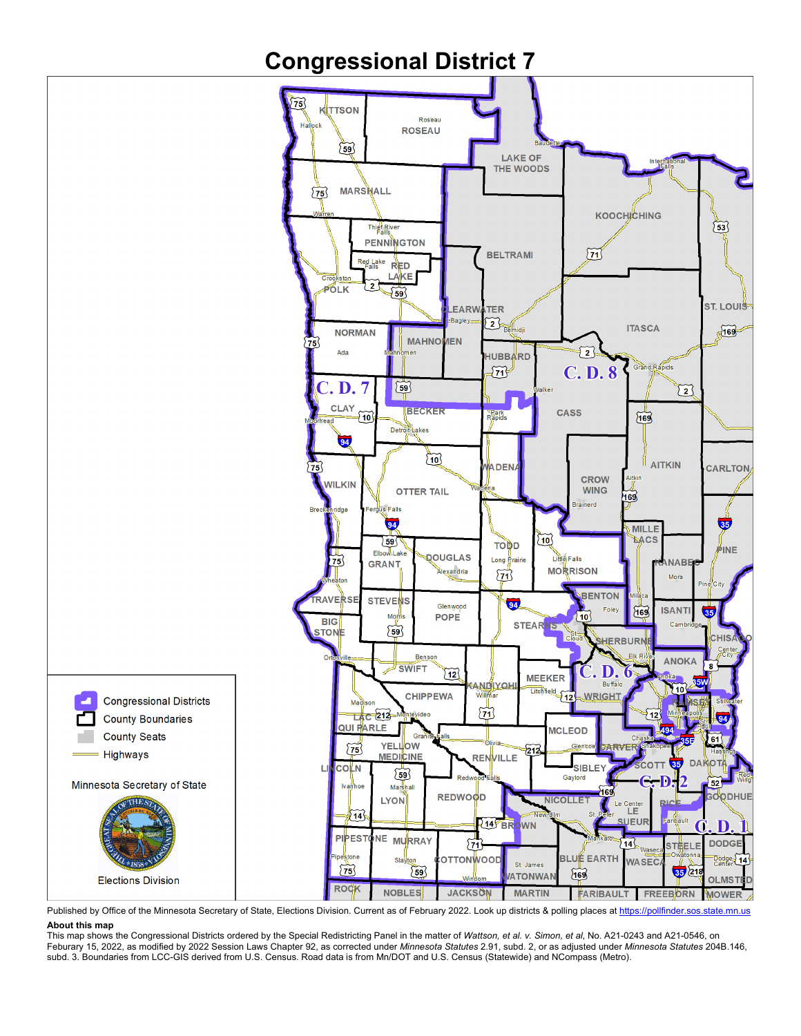# Congressional District 7

Congressional Districts
County Boundaries
County Seats
Highways

Minnesota Secretary of State

Elections Division

Published by Office of the Minnesota Secretary of State, Elections Division. Current as of February 2022. Look up districts & polling places at https://pollfinder.sos.state.mn.us

**About this map**

This map shows the Congressional Districts ordered by the Special Redistricting Panel in the matter of *Wattson, et al. v. Simon, et al*, No. A21-0243 and A21-0546, on Feburary 15, 2022, as modified by 2022 Session Laws Chapter 92, as corrected under *Minnesota Statutes* 2.91, subd. 2, or as adjusted under *Minnesota Statutes* 204B.146, subd. 3. Boundaries from LCC-GIS derived from U.S. Census. Road data is from Mn/DOT and U.S. Census (Statewide) and NCompass (Metro).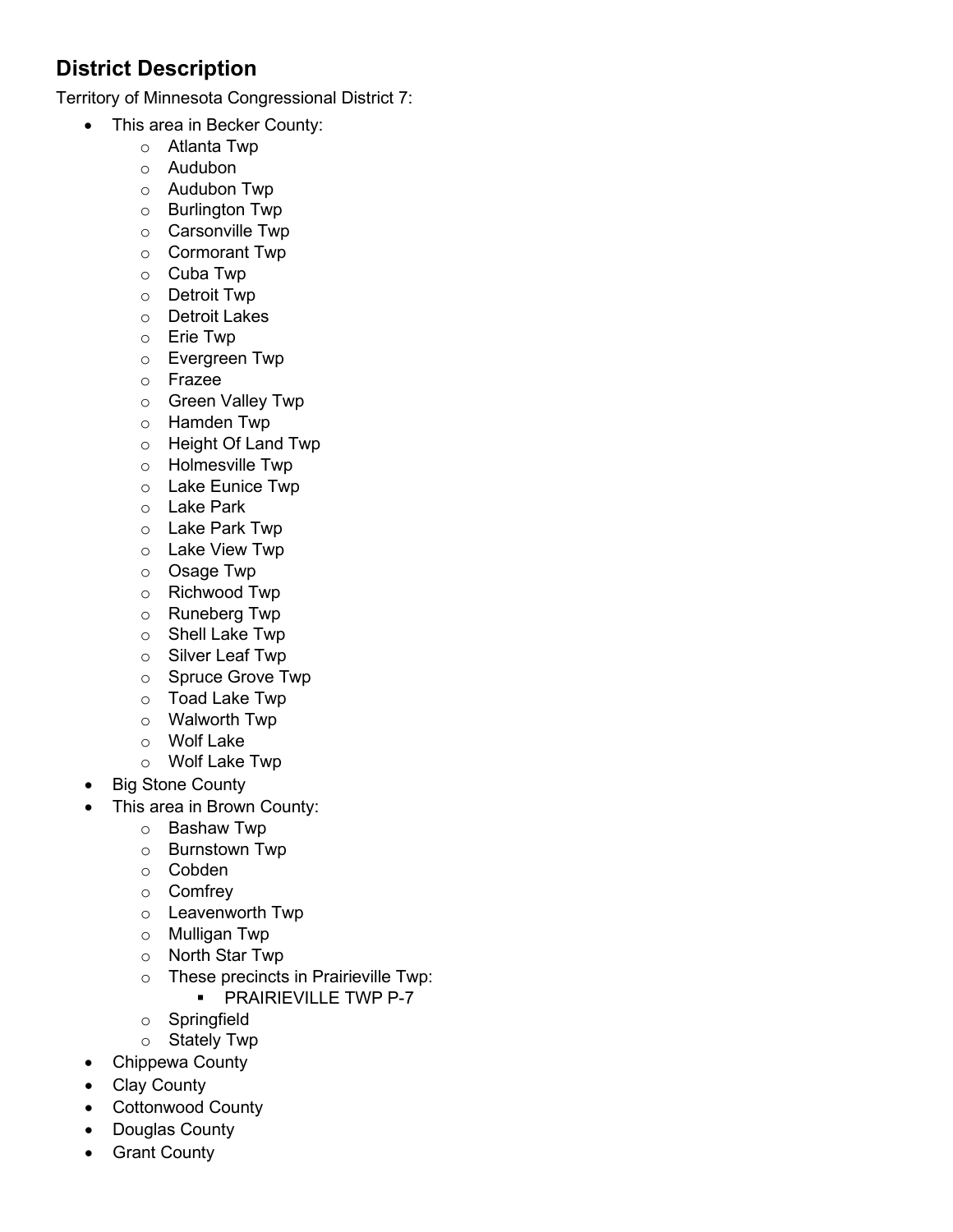## District Description

Territory of Minnesota Congressional District 7:

- This area in Becker County:
  - Atlanta Twp
  - Audubon
  - Audubon Twp
  - Burlington Twp
  - Carsonville Twp
  - Cormorant Twp
  - Cuba Twp
  - Detroit Twp
  - Detroit Lakes
  - Erie Twp
  - Evergreen Twp
  - Frazee
  - Green Valley Twp
  - Hamden Twp
  - Height Of Land Twp
  - Holmesville Twp
  - Lake Eunice Twp
  - Lake Park
  - Lake Park Twp
  - Lake View Twp
  - Osage Twp
  - Richwood Twp
  - Runeberg Twp
  - Shell Lake Twp
  - Silver Leaf Twp
  - Spruce Grove Twp
  - Toad Lake Twp
  - Walworth Twp
  - Wolf Lake
  - Wolf Lake Twp
- Big Stone County
- This area in Brown County:
  - Bashaw Twp
  - Burnstown Twp
  - Cobden
  - Comfrey
  - Leavenworth Twp
  - Mulligan Twp
  - North Star Twp
  - These precincts in Prairieville Twp:
    - PRAIRIEVILLE TWP P-7
  - Springfield
  - Stately Twp
- Chippewa County
- Clay County
- Cottonwood County
- Douglas County
- Grant County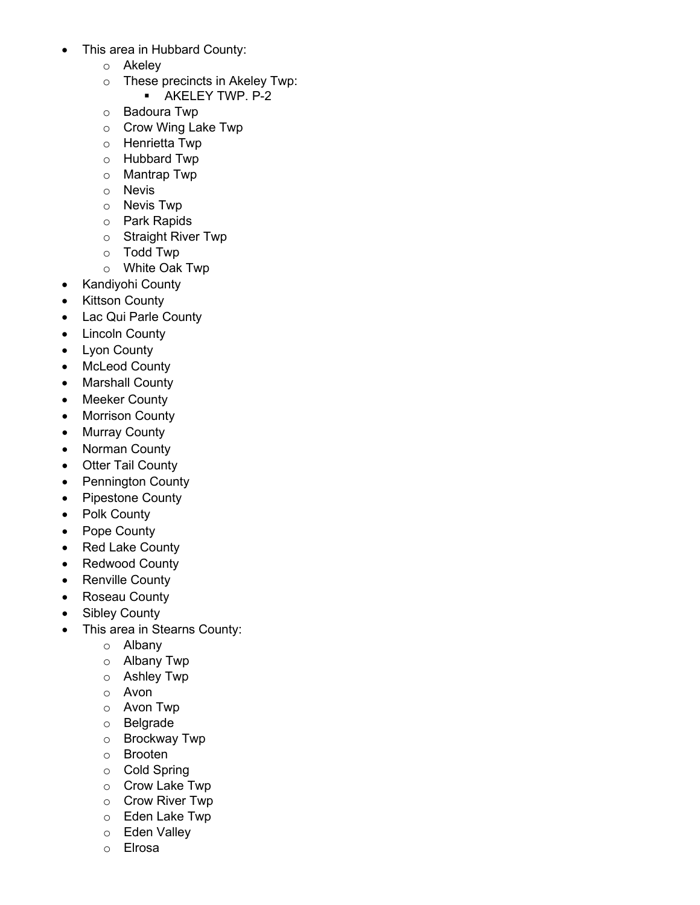- This area in Hubbard County:
  - Akeley
  - These precincts in Akeley Twp:
    - AKELEY TWP. P-2
  - Badoura Twp
  - Crow Wing Lake Twp
  - Henrietta Twp
  - Hubbard Twp
  - Mantrap Twp
  - Nevis
  - Nevis Twp
  - Park Rapids
  - Straight River Twp
  - Todd Twp
  - White Oak Twp
- Kandiyohi County
- Kittson County
- Lac Qui Parle County
- Lincoln County
- Lyon County
- McLeod County
- Marshall County
- Meeker County
- Morrison County
- Murray County
- Norman County
- Otter Tail County
- Pennington County
- Pipestone County
- Polk County
- Pope County
- Red Lake County
- Redwood County
- Renville County
- Roseau County
- Sibley County
- This area in Stearns County:
  - Albany
  - Albany Twp
  - Ashley Twp
  - Avon
  - Avon Twp
  - Belgrade
  - Brockway Twp
  - Brooten
  - Cold Spring
  - Crow Lake Twp
  - Crow River Twp
  - Eden Lake Twp
  - Eden Valley
  - Elrosa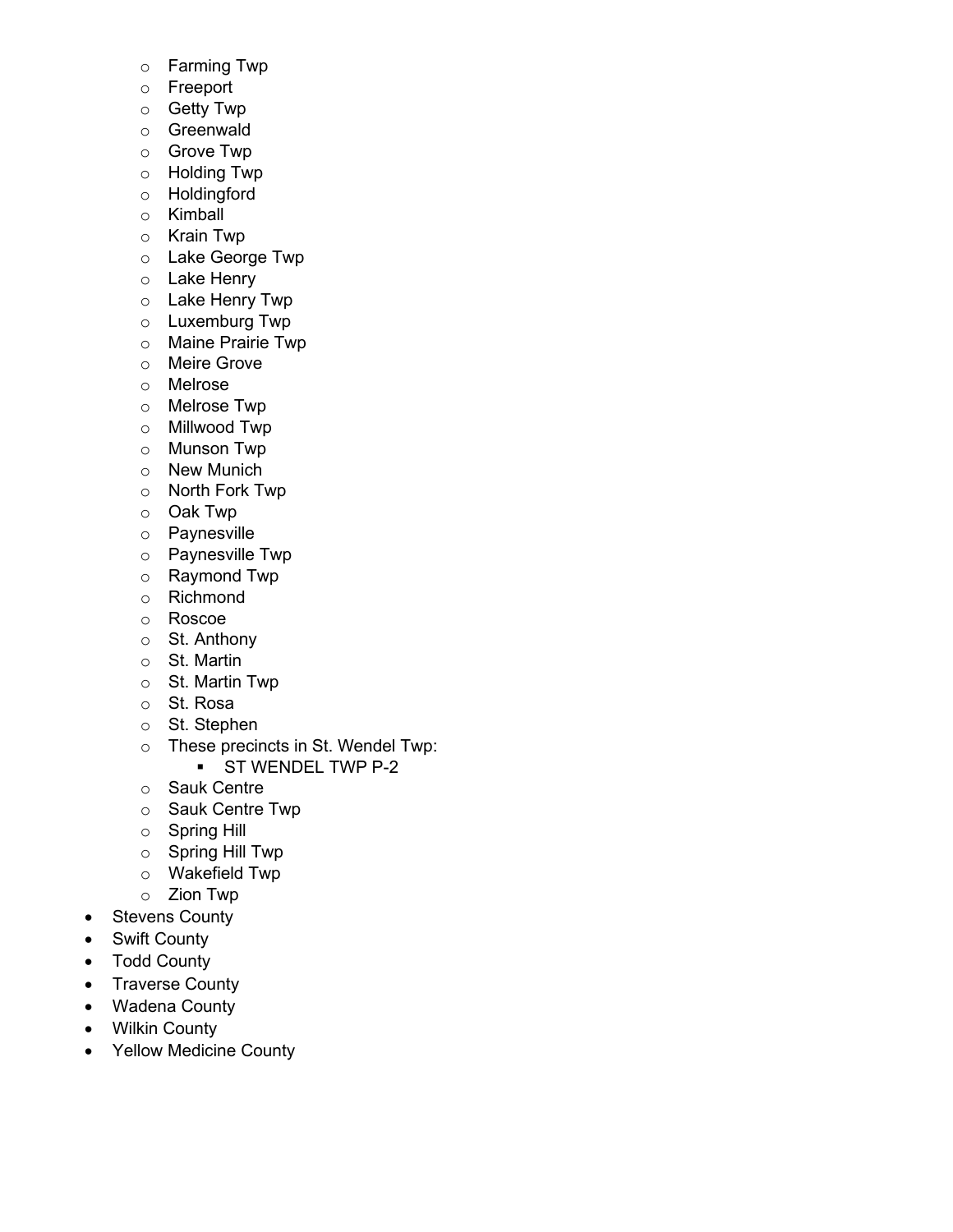- Farming Twp
    - Freeport
    - Getty Twp
    - Greenwald
    - Grove Twp
    - Holding Twp
    - Holdingford
    - Kimball
    - Krain Twp
    - Lake George Twp
    - Lake Henry
    - Lake Henry Twp
    - Luxemburg Twp
    - Maine Prairie Twp
    - Meire Grove
    - Melrose
    - Melrose Twp
    - Millwood Twp
    - Munson Twp
    - New Munich
    - North Fork Twp
    - Oak Twp
    - Paynesville
    - Paynesville Twp
    - Raymond Twp
    - Richmond
    - Roscoe
    - St. Anthony
    - St. Martin
    - St. Martin Twp
    - St. Rosa
    - St. Stephen
    - These precincts in St. Wendel Twp:
        - ST WENDEL TWP P-2
    - Sauk Centre
    - Sauk Centre Twp
    - Spring Hill
    - Spring Hill Twp
    - Wakefield Twp
    - Zion Twp
- Stevens County
- Swift County
- Todd County
- Traverse County
- Wadena County
- Wilkin County
- Yellow Medicine County